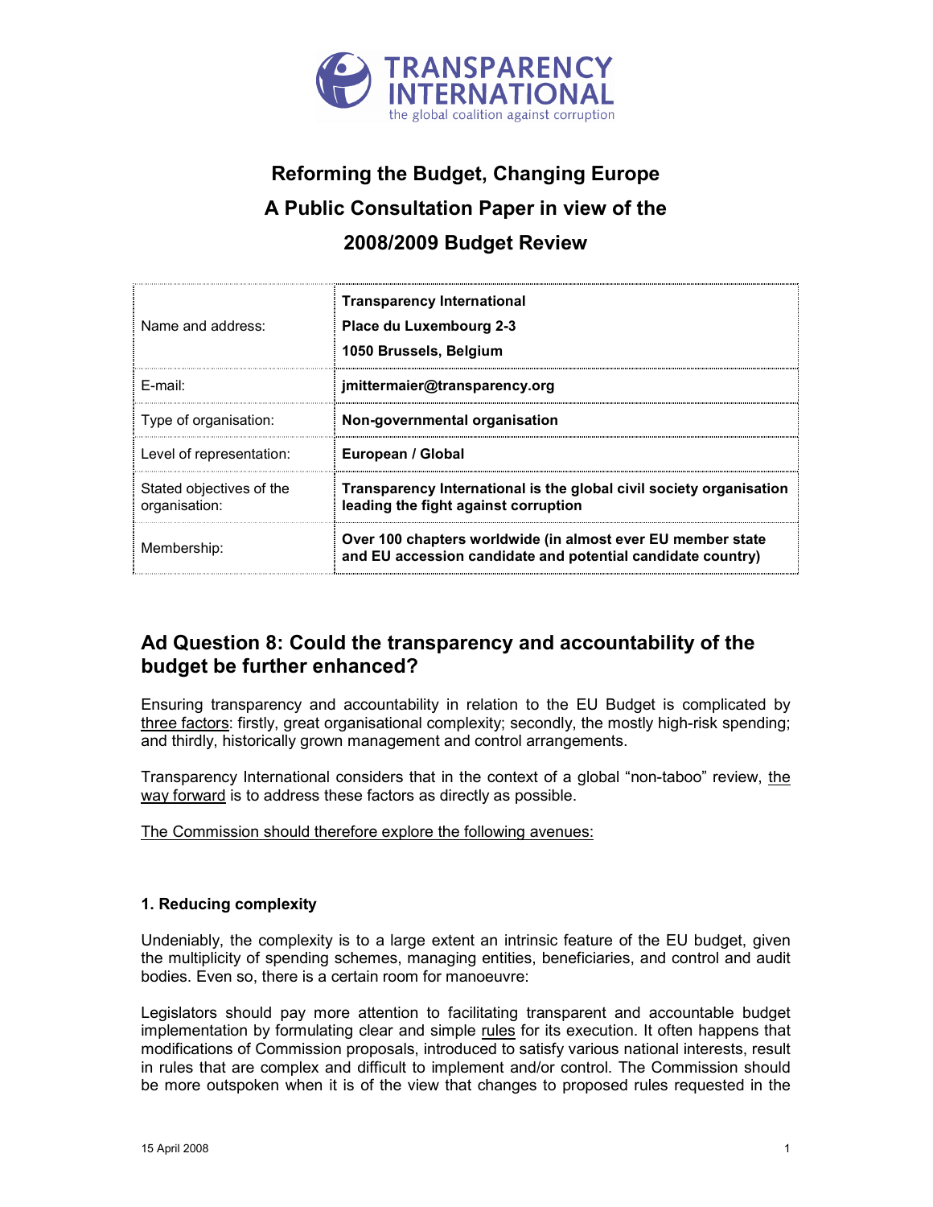TRANSPARENCY INTERNATIONAL
the global coalition against corruption

# Reforming the Budget, Changing Europe
# A Public Consultation Paper in view of the 2008/2009 Budget Review

| | |
|---|---|
| Name and address: | **Transparency International**<br>**Place du Luxembourg 2-3**<br>**1050 Brussels, Belgium** |
| E-mail: | **jmittermaier@transparency.org** |
| Type of organisation: | **Non-governmental organisation** |
| Level of representation: | **European / Global** |
| Stated objectives of the organisation: | **Transparency International is the global civil society organisation leading the fight against corruption** |
| Membership: | **Over 100 chapters worldwide (in almost ever EU member state and EU accession candidate and potential candidate country)** |

## Ad Question 8: Could the transparency and accountability of the budget be further enhanced?

Ensuring transparency and accountability in relation to the EU Budget is complicated by three factors: firstly, great organisational complexity; secondly, the mostly high-risk spending; and thirdly, historically grown management and control arrangements.

Transparency International considers that in the context of a global "non-taboo" review, the way forward is to address these factors as directly as possible.

The Commission should therefore explore the following avenues:

### 1. Reducing complexity

Undeniably, the complexity is to a large extent an intrinsic feature of the EU budget, given the multiplicity of spending schemes, managing entities, beneficiaries, and control and audit bodies. Even so, there is a certain room for manoeuvre:

Legislators should pay more attention to facilitating transparent and accountable budget implementation by formulating clear and simple rules for its execution. It often happens that modifications of Commission proposals, introduced to satisfy various national interests, result in rules that are complex and difficult to implement and/or control. The Commission should be more outspoken when it is of the view that changes to proposed rules requested in the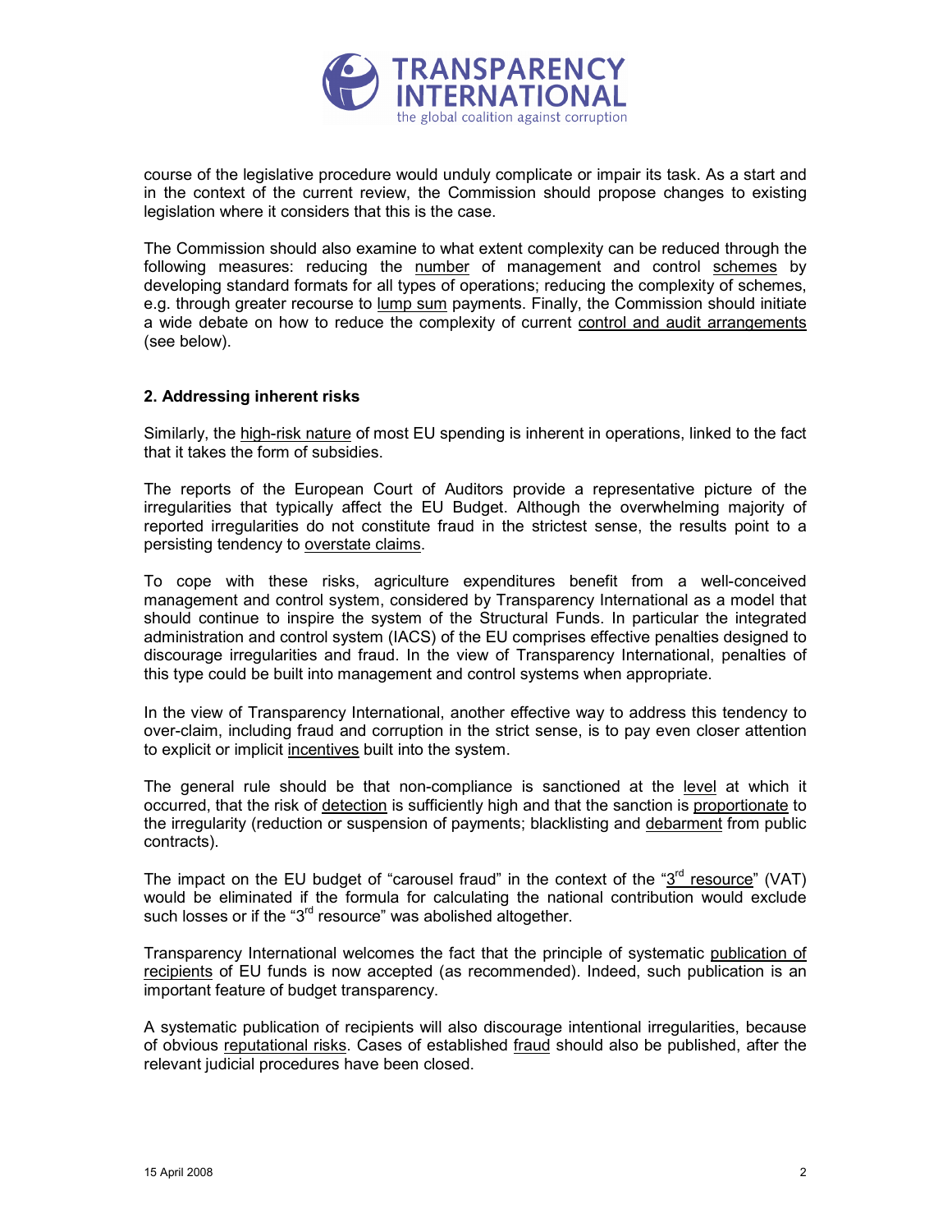course of the legislative procedure would unduly complicate or impair its task. As a start and in the context of the current review, the Commission should propose changes to existing legislation where it considers that this is the case.

The Commission should also examine to what extent complexity can be reduced through the following measures: reducing the <u>number</u> of management and control <u>schemes</u> by developing standard formats for all types of operations; reducing the complexity of schemes, e.g. through greater recourse to <u>lump sum</u> payments. Finally, the Commission should initiate a wide debate on how to reduce the complexity of current <u>control and audit arrangements</u> (see below).

## 2. Addressing inherent risks

Similarly, the <u>high-risk nature</u> of most EU spending is inherent in operations, linked to the fact that it takes the form of subsidies.

The reports of the European Court of Auditors provide a representative picture of the irregularities that typically affect the EU Budget. Although the overwhelming majority of reported irregularities do not constitute fraud in the strictest sense, the results point to a persisting tendency to <u>overstate claims</u>.

To cope with these risks, agriculture expenditures benefit from a well-conceived management and control system, considered by Transparency International as a model that should continue to inspire the system of the Structural Funds. In particular the integrated administration and control system (IACS) of the EU comprises effective penalties designed to discourage irregularities and fraud. In the view of Transparency International, penalties of this type could be built into management and control systems when appropriate.

In the view of Transparency International, another effective way to address this tendency to over-claim, including fraud and corruption in the strict sense, is to pay even closer attention to explicit or implicit <u>incentives</u> built into the system.

The general rule should be that non-compliance is sanctioned at the <u>level</u> at which it occurred, that the risk of <u>detection</u> is sufficiently high and that the sanction is <u>proportionate</u> to the irregularity (reduction or suspension of payments; blacklisting and <u>debarment</u> from public contracts).

The impact on the EU budget of "carousel fraud" in the context of the "<u>3rd resource</u>" (VAT) would be eliminated if the formula for calculating the national contribution would exclude such losses or if the "3rd resource" was abolished altogether.

Transparency International welcomes the fact that the principle of systematic <u>publication of recipients</u> of EU funds is now accepted (as recommended). Indeed, such publication is an important feature of budget transparency.

A systematic publication of recipients will also discourage intentional irregularities, because of obvious <u>reputational risks</u>. Cases of established <u>fraud</u> should also be published, after the relevant judicial procedures have been closed.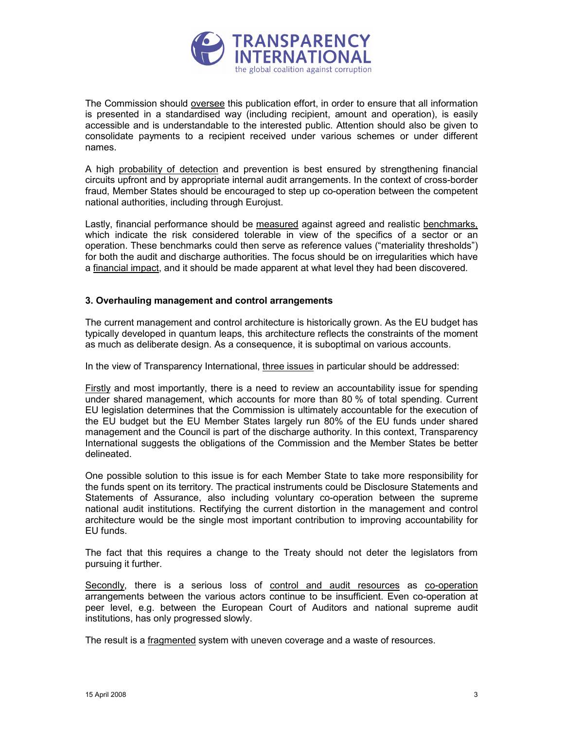The Commission should oversee this publication effort, in order to ensure that all information is presented in a standardised way (including recipient, amount and operation), is easily accessible and is understandable to the interested public. Attention should also be given to consolidate payments to a recipient received under various schemes or under different names.

A high probability of detection and prevention is best ensured by strengthening financial circuits upfront and by appropriate internal audit arrangements. In the context of cross-border fraud, Member States should be encouraged to step up co-operation between the competent national authorities, including through Eurojust.

Lastly, financial performance should be measured against agreed and realistic benchmarks, which indicate the risk considered tolerable in view of the specifics of a sector or an operation. These benchmarks could then serve as reference values ("materiality thresholds") for both the audit and discharge authorities. The focus should be on irregularities which have a financial impact, and it should be made apparent at what level they had been discovered.

### 3. Overhauling management and control arrangements

The current management and control architecture is historically grown. As the EU budget has typically developed in quantum leaps, this architecture reflects the constraints of the moment as much as deliberate design. As a consequence, it is suboptimal on various accounts.

In the view of Transparency International, three issues in particular should be addressed:

Firstly and most importantly, there is a need to review an accountability issue for spending under shared management, which accounts for more than 80 % of total spending. Current EU legislation determines that the Commission is ultimately accountable for the execution of the EU budget but the EU Member States largely run 80% of the EU funds under shared management and the Council is part of the discharge authority. In this context, Transparency International suggests the obligations of the Commission and the Member States be better delineated.

One possible solution to this issue is for each Member State to take more responsibility for the funds spent on its territory. The practical instruments could be Disclosure Statements and Statements of Assurance, also including voluntary co-operation between the supreme national audit institutions. Rectifying the current distortion in the management and control architecture would be the single most important contribution to improving accountability for EU funds.

The fact that this requires a change to the Treaty should not deter the legislators from pursuing it further.

Secondly, there is a serious loss of control and audit resources as co-operation arrangements between the various actors continue to be insufficient. Even co-operation at peer level, e.g. between the European Court of Auditors and national supreme audit institutions, has only progressed slowly.

The result is a fragmented system with uneven coverage and a waste of resources.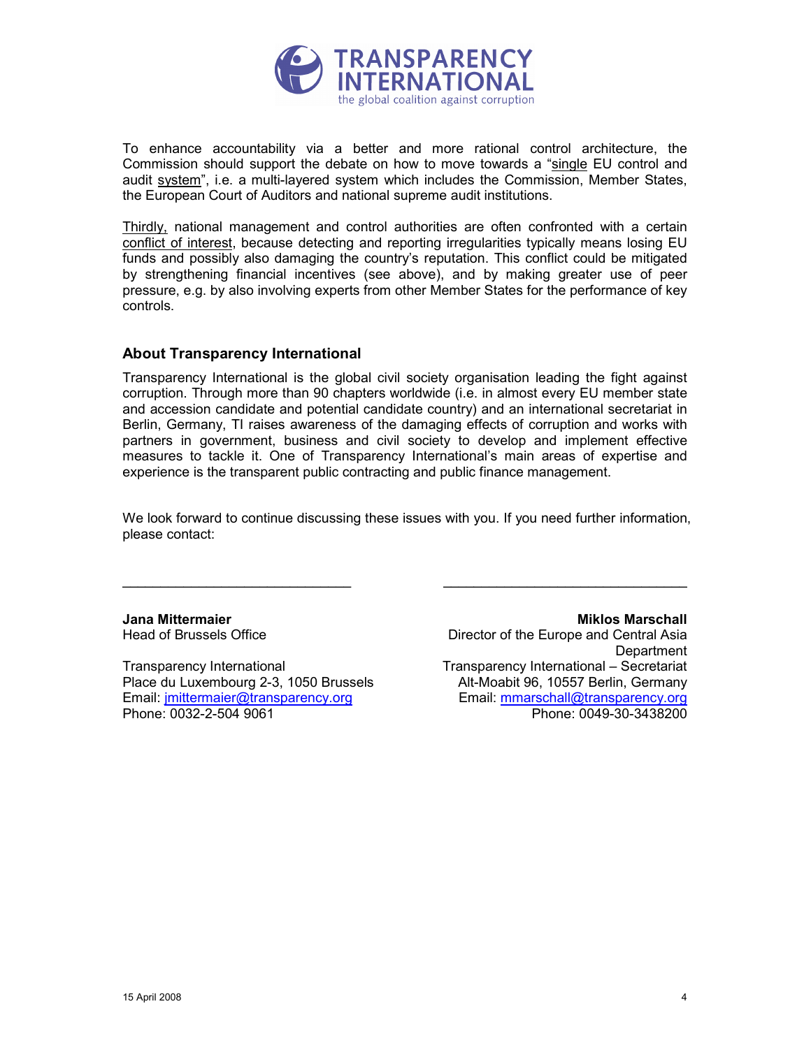To enhance accountability via a better and more rational control architecture, the Commission should support the debate on how to move towards a "single EU control and audit system", i.e. a multi-layered system which includes the Commission, Member States, the European Court of Auditors and national supreme audit institutions.

Thirdly, national management and control authorities are often confronted with a certain conflict of interest, because detecting and reporting irregularities typically means losing EU funds and possibly also damaging the country's reputation. This conflict could be mitigated by strengthening financial incentives (see above), and by making greater use of peer pressure, e.g. by also involving experts from other Member States for the performance of key controls.

## About Transparency International

Transparency International is the global civil society organisation leading the fight against corruption. Through more than 90 chapters worldwide (i.e. in almost every EU member state and accession candidate and potential candidate country) and an international secretariat in Berlin, Germany, TI raises awareness of the damaging effects of corruption and works with partners in government, business and civil society to develop and implement effective measures to tackle it. One of Transparency International's main areas of expertise and experience is the transparent public contracting and public finance management.

We look forward to continue discussing these issues with you. If you need further information, please contact:

**Jana Mittermaier**
Head of Brussels Office

Transparency International
Place du Luxembourg 2-3, 1050 Brussels
Email: jmittermaier@transparency.org
Phone: 0032-2-504 9061

**Miklos Marschall**
Director of the Europe and Central Asia Department
Transparency International – Secretariat
Alt-Moabit 96, 10557 Berlin, Germany
Email: mmarschall@transparency.org
Phone: 0049-30-3438200

15 April 2008